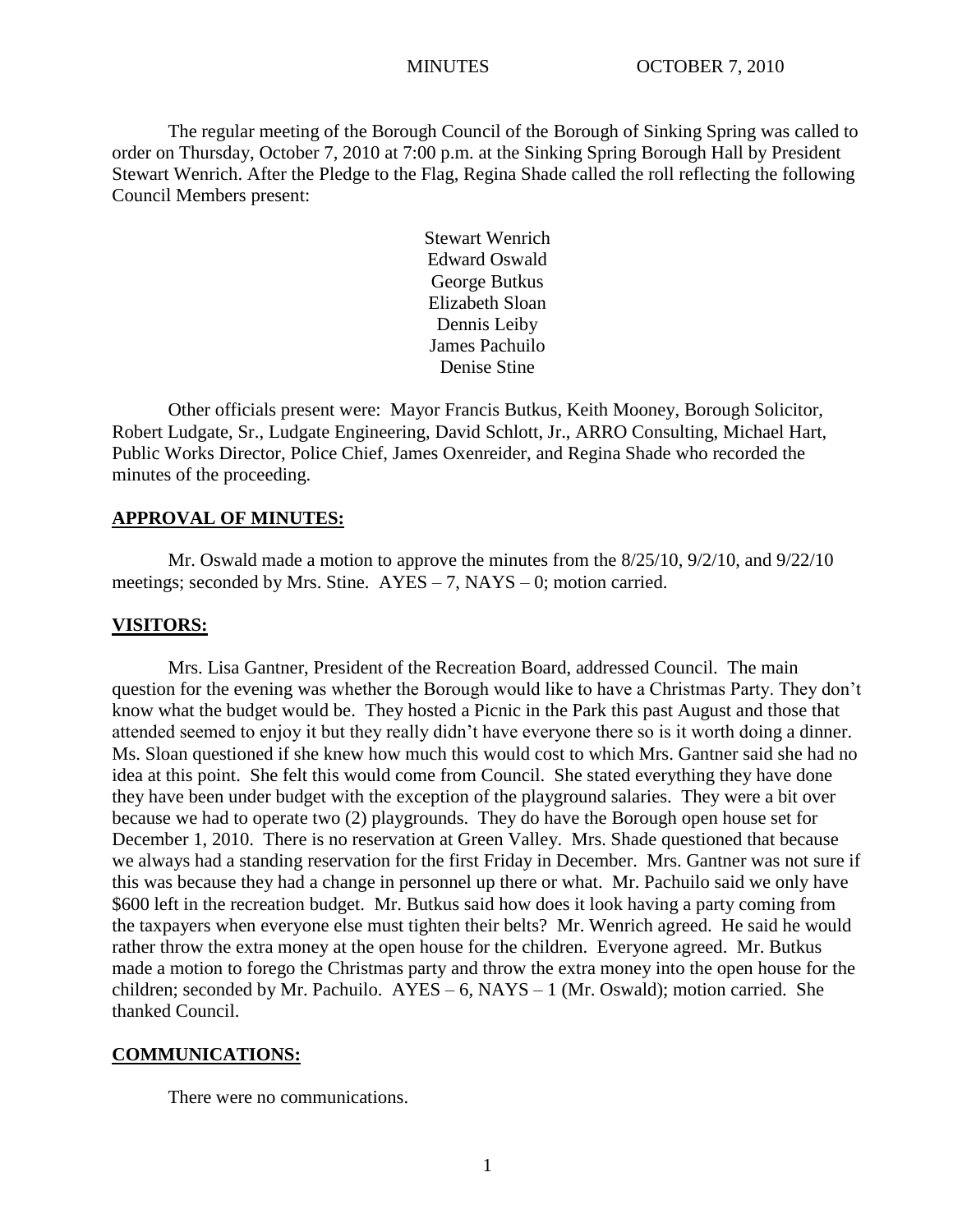MINUTES OCTOBER 7, 2010

The regular meeting of the Borough Council of the Borough of Sinking Spring was called to order on Thursday, October 7, 2010 at 7:00 p.m. at the Sinking Spring Borough Hall by President Stewart Wenrich. After the Pledge to the Flag, Regina Shade called the roll reflecting the following Council Members present:

Stewart Wenrich
Edward Oswald
George Butkus
Elizabeth Sloan
Dennis Leiby
James Pachuilo
Denise Stine

Other officials present were: Mayor Francis Butkus, Keith Mooney, Borough Solicitor, Robert Ludgate, Sr., Ludgate Engineering, David Schlott, Jr., ARRO Consulting, Michael Hart, Public Works Director, Police Chief, James Oxenreider, and Regina Shade who recorded the minutes of the proceeding.

## APPROVAL OF MINUTES:

Mr. Oswald made a motion to approve the minutes from the 8/25/10, 9/2/10, and 9/22/10 meetings; seconded by Mrs. Stine. AYES – 7, NAYS – 0; motion carried.

## VISITORS:

Mrs. Lisa Gantner, President of the Recreation Board, addressed Council. The main question for the evening was whether the Borough would like to have a Christmas Party. They don't know what the budget would be. They hosted a Picnic in the Park this past August and those that attended seemed to enjoy it but they really didn't have everyone there so is it worth doing a dinner. Ms. Sloan questioned if she knew how much this would cost to which Mrs. Gantner said she had no idea at this point. She felt this would come from Council. She stated everything they have done they have been under budget with the exception of the playground salaries. They were a bit over because we had to operate two (2) playgrounds. They do have the Borough open house set for December 1, 2010. There is no reservation at Green Valley. Mrs. Shade questioned that because we always had a standing reservation for the first Friday in December. Mrs. Gantner was not sure if this was because they had a change in personnel up there or what. Mr. Pachuilo said we only have $600 left in the recreation budget. Mr. Butkus said how does it look having a party coming from the taxpayers when everyone else must tighten their belts? Mr. Wenrich agreed. He said he would rather throw the extra money at the open house for the children. Everyone agreed. Mr. Butkus made a motion to forego the Christmas party and throw the extra money into the open house for the children; seconded by Mr. Pachuilo. AYES – 6, NAYS – 1 (Mr. Oswald); motion carried. She thanked Council.

## COMMUNICATIONS:

There were no communications.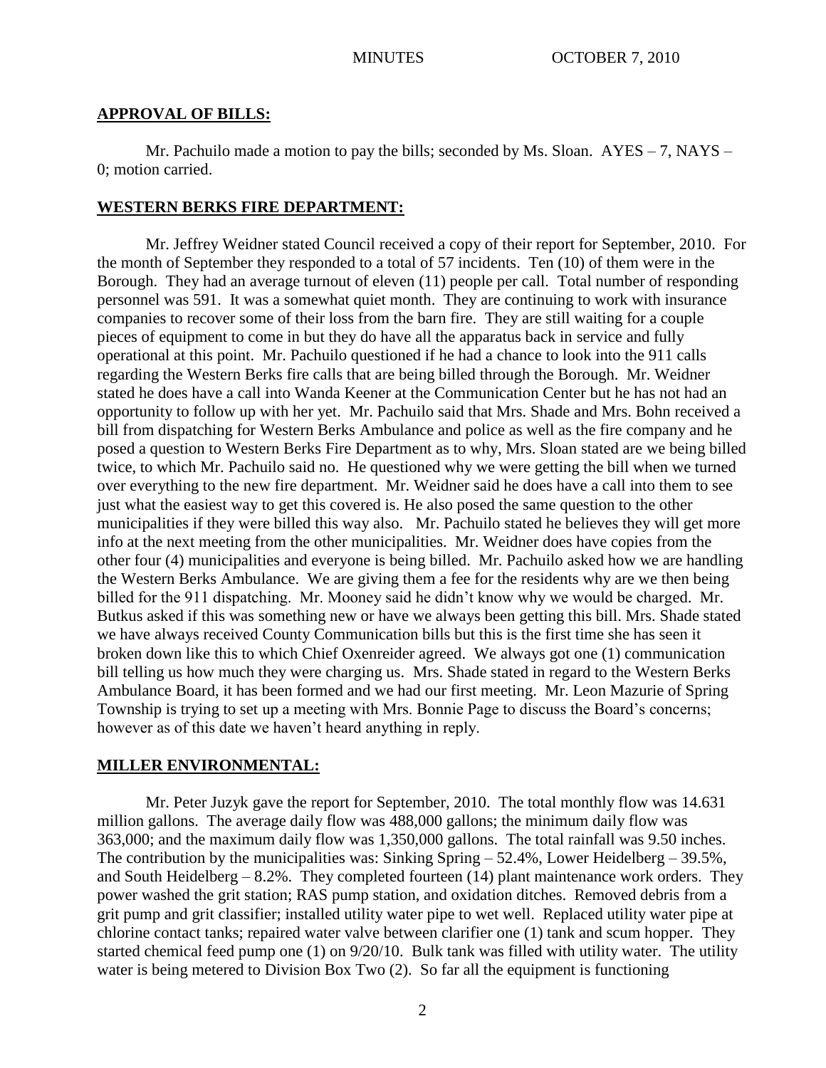## APPROVAL OF BILLS:

Mr. Pachuilo made a motion to pay the bills; seconded by Ms. Sloan. AYES – 7, NAYS – 0; motion carried.

## WESTERN BERKS FIRE DEPARTMENT:

Mr. Jeffrey Weidner stated Council received a copy of their report for September, 2010. For the month of September they responded to a total of 57 incidents. Ten (10) of them were in the Borough. They had an average turnout of eleven (11) people per call. Total number of responding personnel was 591. It was a somewhat quiet month. They are continuing to work with insurance companies to recover some of their loss from the barn fire. They are still waiting for a couple pieces of equipment to come in but they do have all the apparatus back in service and fully operational at this point. Mr. Pachuilo questioned if he had a chance to look into the 911 calls regarding the Western Berks fire calls that are being billed through the Borough. Mr. Weidner stated he does have a call into Wanda Keener at the Communication Center but he has not had an opportunity to follow up with her yet. Mr. Pachuilo said that Mrs. Shade and Mrs. Bohn received a bill from dispatching for Western Berks Ambulance and police as well as the fire company and he posed a question to Western Berks Fire Department as to why, Mrs. Sloan stated are we being billed twice, to which Mr. Pachuilo said no. He questioned why we were getting the bill when we turned over everything to the new fire department. Mr. Weidner said he does have a call into them to see just what the easiest way to get this covered is. He also posed the same question to the other municipalities if they were billed this way also. Mr. Pachuilo stated he believes they will get more info at the next meeting from the other municipalities. Mr. Weidner does have copies from the other four (4) municipalities and everyone is being billed. Mr. Pachuilo asked how we are handling the Western Berks Ambulance. We are giving them a fee for the residents why are we then being billed for the 911 dispatching. Mr. Mooney said he didn't know why we would be charged. Mr. Butkus asked if this was something new or have we always been getting this bill. Mrs. Shade stated we have always received County Communication bills but this is the first time she has seen it broken down like this to which Chief Oxenreider agreed. We always got one (1) communication bill telling us how much they were charging us. Mrs. Shade stated in regard to the Western Berks Ambulance Board, it has been formed and we had our first meeting. Mr. Leon Mazurie of Spring Township is trying to set up a meeting with Mrs. Bonnie Page to discuss the Board's concerns; however as of this date we haven't heard anything in reply.

## MILLER ENVIRONMENTAL:

Mr. Peter Juzyk gave the report for September, 2010. The total monthly flow was 14.631 million gallons. The average daily flow was 488,000 gallons; the minimum daily flow was 363,000; and the maximum daily flow was 1,350,000 gallons. The total rainfall was 9.50 inches. The contribution by the municipalities was: Sinking Spring – 52.4%, Lower Heidelberg – 39.5%, and South Heidelberg – 8.2%. They completed fourteen (14) plant maintenance work orders. They power washed the grit station; RAS pump station, and oxidation ditches. Removed debris from a grit pump and grit classifier; installed utility water pipe to wet well. Replaced utility water pipe at chlorine contact tanks; repaired water valve between clarifier one (1) tank and scum hopper. They started chemical feed pump one (1) on 9/20/10. Bulk tank was filled with utility water. The utility water is being metered to Division Box Two (2). So far all the equipment is functioning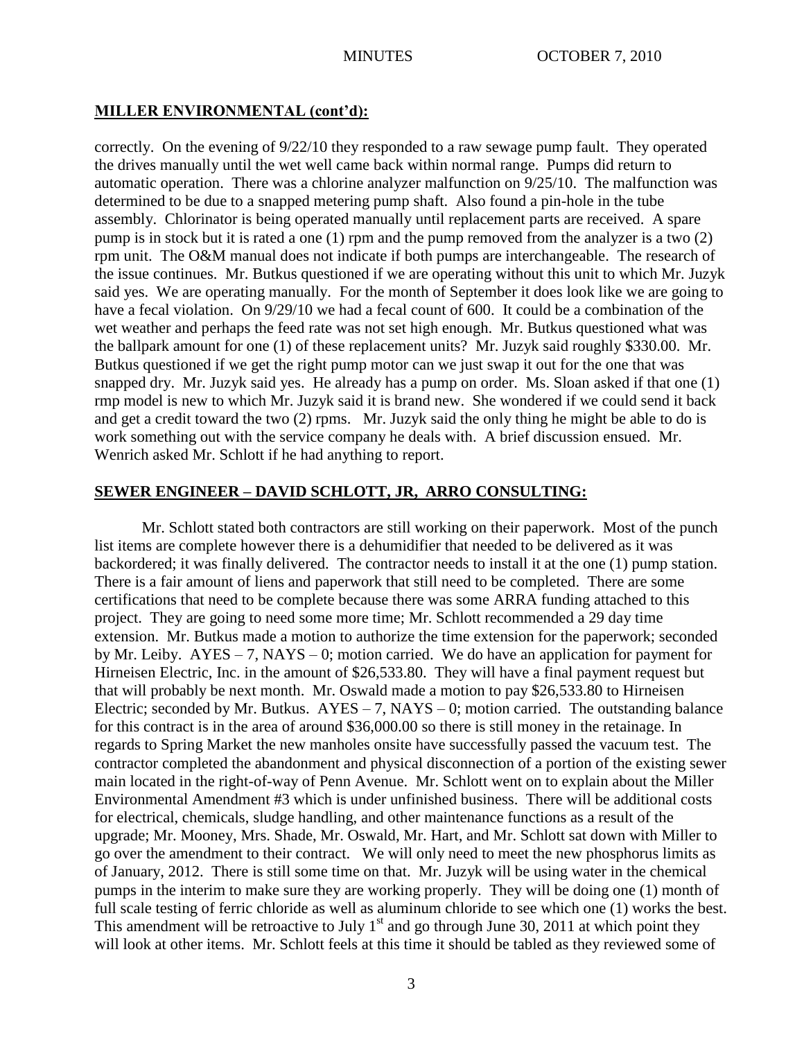## MILLER ENVIRONMENTAL (cont'd):

correctly. On the evening of 9/22/10 they responded to a raw sewage pump fault. They operated the drives manually until the wet well came back within normal range. Pumps did return to automatic operation. There was a chlorine analyzer malfunction on 9/25/10. The malfunction was determined to be due to a snapped metering pump shaft. Also found a pin-hole in the tube assembly. Chlorinator is being operated manually until replacement parts are received. A spare pump is in stock but it is rated a one (1) rpm and the pump removed from the analyzer is a two (2) rpm unit. The O&M manual does not indicate if both pumps are interchangeable. The research of the issue continues. Mr. Butkus questioned if we are operating without this unit to which Mr. Juzyk said yes. We are operating manually. For the month of September it does look like we are going to have a fecal violation. On 9/29/10 we had a fecal count of 600. It could be a combination of the wet weather and perhaps the feed rate was not set high enough. Mr. Butkus questioned what was the ballpark amount for one (1) of these replacement units? Mr. Juzyk said roughly $330.00. Mr. Butkus questioned if we get the right pump motor can we just swap it out for the one that was snapped dry. Mr. Juzyk said yes. He already has a pump on order. Ms. Sloan asked if that one (1) rmp model is new to which Mr. Juzyk said it is brand new. She wondered if we could send it back and get a credit toward the two (2) rpms. Mr. Juzyk said the only thing he might be able to do is work something out with the service company he deals with. A brief discussion ensued. Mr. Wenrich asked Mr. Schlott if he had anything to report.

## SEWER ENGINEER – DAVID SCHLOTT, JR, ARRO CONSULTING:

Mr. Schlott stated both contractors are still working on their paperwork. Most of the punch list items are complete however there is a dehumidifier that needed to be delivered as it was backordered; it was finally delivered. The contractor needs to install it at the one (1) pump station. There is a fair amount of liens and paperwork that still need to be completed. There are some certifications that need to be complete because there was some ARRA funding attached to this project. They are going to need some more time; Mr. Schlott recommended a 29 day time extension. Mr. Butkus made a motion to authorize the time extension for the paperwork; seconded by Mr. Leiby. AYES – 7, NAYS – 0; motion carried. We do have an application for payment for Hirneisen Electric, Inc. in the amount of $26,533.80. They will have a final payment request but that will probably be next month. Mr. Oswald made a motion to pay $26,533.80 to Hirneisen Electric; seconded by Mr. Butkus. AYES – 7, NAYS – 0; motion carried. The outstanding balance for this contract is in the area of around $36,000.00 so there is still money in the retainage. In regards to Spring Market the new manholes onsite have successfully passed the vacuum test. The contractor completed the abandonment and physical disconnection of a portion of the existing sewer main located in the right-of-way of Penn Avenue. Mr. Schlott went on to explain about the Miller Environmental Amendment #3 which is under unfinished business. There will be additional costs for electrical, chemicals, sludge handling, and other maintenance functions as a result of the upgrade; Mr. Mooney, Mrs. Shade, Mr. Oswald, Mr. Hart, and Mr. Schlott sat down with Miller to go over the amendment to their contract. We will only need to meet the new phosphorus limits as of January, 2012. There is still some time on that. Mr. Juzyk will be using water in the chemical pumps in the interim to make sure they are working properly. They will be doing one (1) month of full scale testing of ferric chloride as well as aluminum chloride to see which one (1) works the best. This amendment will be retroactive to July 1st and go through June 30, 2011 at which point they will look at other items. Mr. Schlott feels at this time it should be tabled as they reviewed some of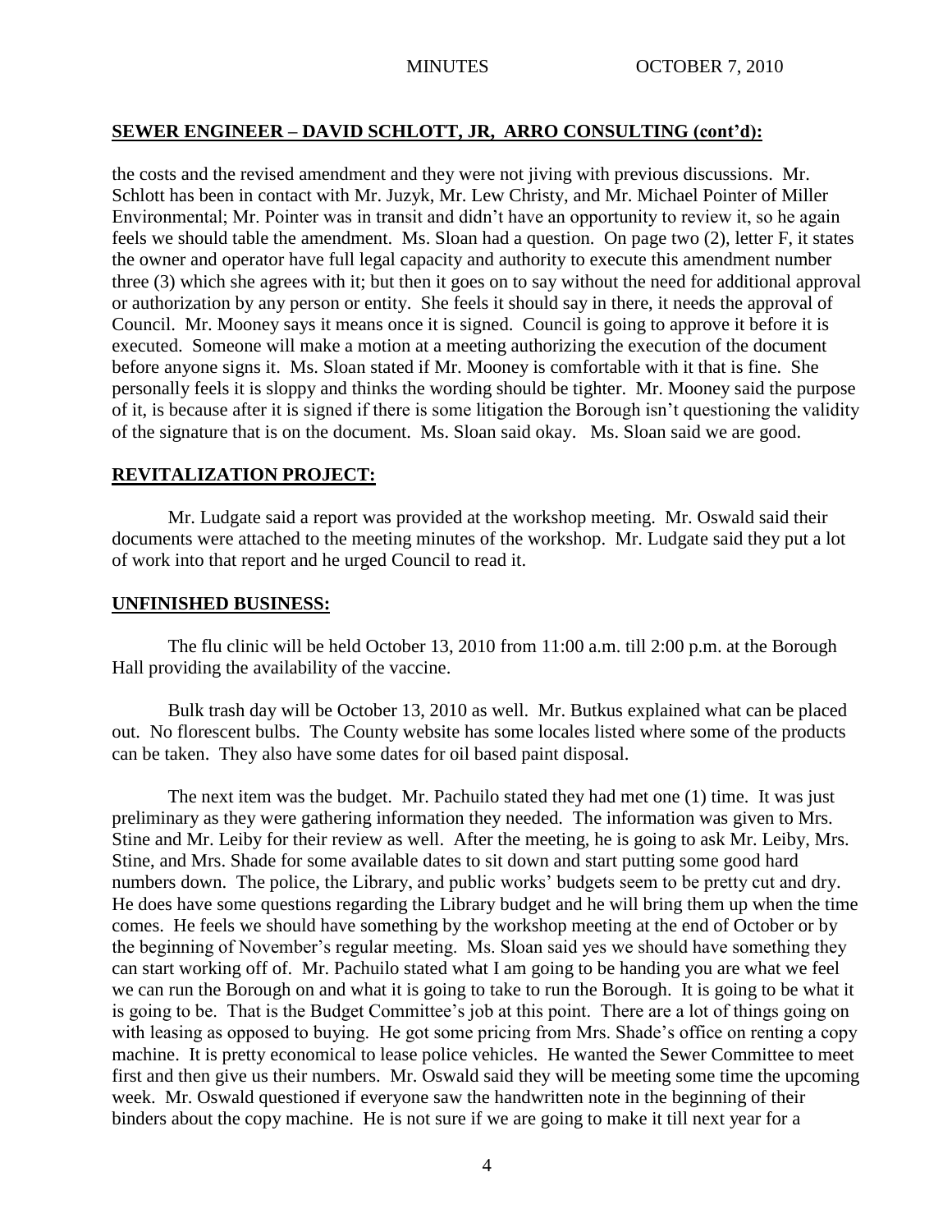## SEWER ENGINEER – DAVID SCHLOTT, JR, ARRO CONSULTING (cont'd):

the costs and the revised amendment and they were not jiving with previous discussions. Mr. Schlott has been in contact with Mr. Juzyk, Mr. Lew Christy, and Mr. Michael Pointer of Miller Environmental; Mr. Pointer was in transit and didn't have an opportunity to review it, so he again feels we should table the amendment. Ms. Sloan had a question. On page two (2), letter F, it states the owner and operator have full legal capacity and authority to execute this amendment number three (3) which she agrees with it; but then it goes on to say without the need for additional approval or authorization by any person or entity. She feels it should say in there, it needs the approval of Council. Mr. Mooney says it means once it is signed. Council is going to approve it before it is executed. Someone will make a motion at a meeting authorizing the execution of the document before anyone signs it. Ms. Sloan stated if Mr. Mooney is comfortable with it that is fine. She personally feels it is sloppy and thinks the wording should be tighter. Mr. Mooney said the purpose of it, is because after it is signed if there is some litigation the Borough isn't questioning the validity of the signature that is on the document. Ms. Sloan said okay. Ms. Sloan said we are good.

## REVITALIZATION PROJECT:

Mr. Ludgate said a report was provided at the workshop meeting. Mr. Oswald said their documents were attached to the meeting minutes of the workshop. Mr. Ludgate said they put a lot of work into that report and he urged Council to read it.

## UNFINISHED BUSINESS:

The flu clinic will be held October 13, 2010 from 11:00 a.m. till 2:00 p.m. at the Borough Hall providing the availability of the vaccine.

Bulk trash day will be October 13, 2010 as well. Mr. Butkus explained what can be placed out. No florescent bulbs. The County website has some locales listed where some of the products can be taken. They also have some dates for oil based paint disposal.

The next item was the budget. Mr. Pachuilo stated they had met one (1) time. It was just preliminary as they were gathering information they needed. The information was given to Mrs. Stine and Mr. Leiby for their review as well. After the meeting, he is going to ask Mr. Leiby, Mrs. Stine, and Mrs. Shade for some available dates to sit down and start putting some good hard numbers down. The police, the Library, and public works' budgets seem to be pretty cut and dry. He does have some questions regarding the Library budget and he will bring them up when the time comes. He feels we should have something by the workshop meeting at the end of October or by the beginning of November's regular meeting. Ms. Sloan said yes we should have something they can start working off of. Mr. Pachuilo stated what I am going to be handing you are what we feel we can run the Borough on and what it is going to take to run the Borough. It is going to be what it is going to be. That is the Budget Committee's job at this point. There are a lot of things going on with leasing as opposed to buying. He got some pricing from Mrs. Shade's office on renting a copy machine. It is pretty economical to lease police vehicles. He wanted the Sewer Committee to meet first and then give us their numbers. Mr. Oswald said they will be meeting some time the upcoming week. Mr. Oswald questioned if everyone saw the handwritten note in the beginning of their binders about the copy machine. He is not sure if we are going to make it till next year for a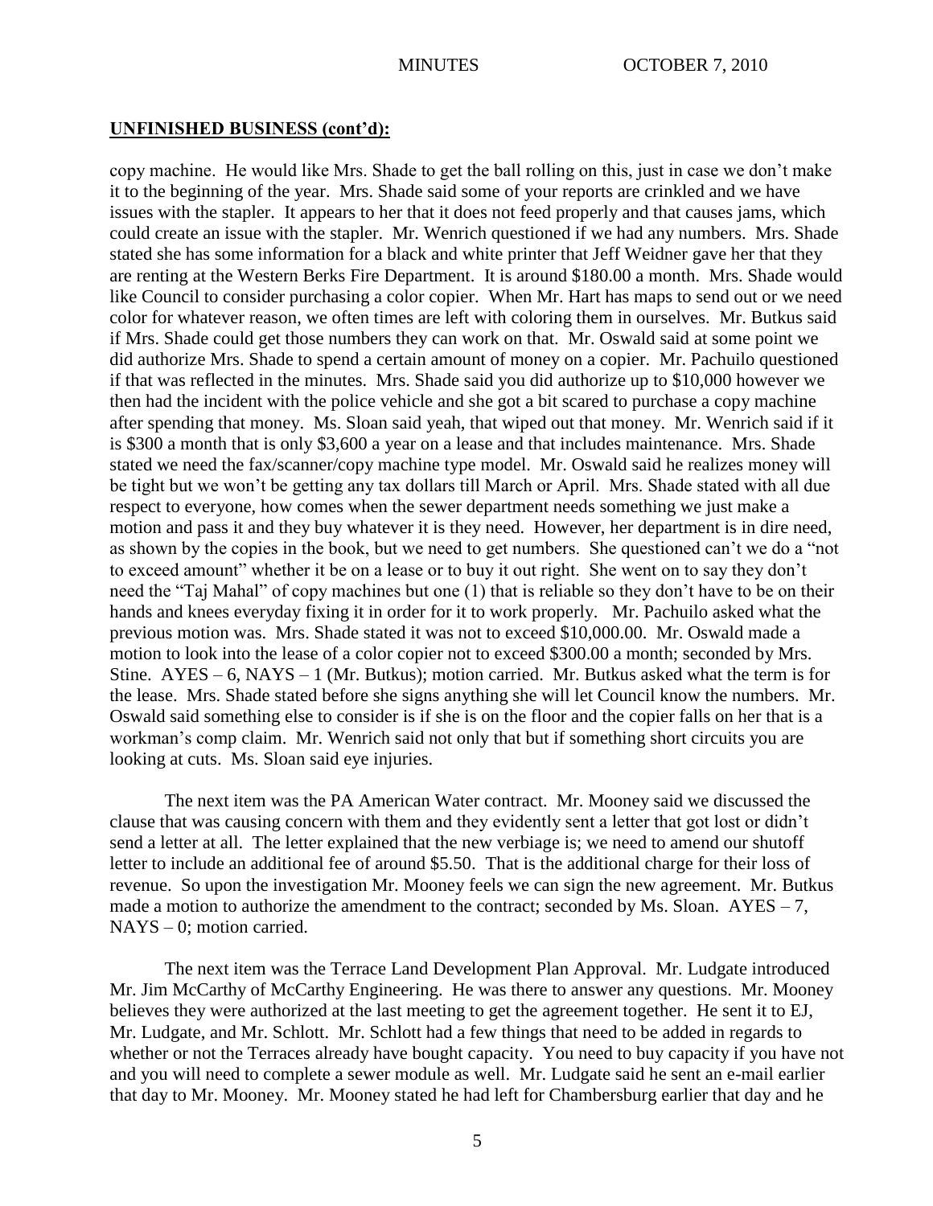## UNFINISHED BUSINESS (cont'd):

copy machine. He would like Mrs. Shade to get the ball rolling on this, just in case we don't make it to the beginning of the year. Mrs. Shade said some of your reports are crinkled and we have issues with the stapler. It appears to her that it does not feed properly and that causes jams, which could create an issue with the stapler. Mr. Wenrich questioned if we had any numbers. Mrs. Shade stated she has some information for a black and white printer that Jeff Weidner gave her that they are renting at the Western Berks Fire Department. It is around $180.00 a month. Mrs. Shade would like Council to consider purchasing a color copier. When Mr. Hart has maps to send out or we need color for whatever reason, we often times are left with coloring them in ourselves. Mr. Butkus said if Mrs. Shade could get those numbers they can work on that. Mr. Oswald said at some point we did authorize Mrs. Shade to spend a certain amount of money on a copier. Mr. Pachuilo questioned if that was reflected in the minutes. Mrs. Shade said you did authorize up to $10,000 however we then had the incident with the police vehicle and she got a bit scared to purchase a copy machine after spending that money. Ms. Sloan said yeah, that wiped out that money. Mr. Wenrich said if it is $300 a month that is only $3,600 a year on a lease and that includes maintenance. Mrs. Shade stated we need the fax/scanner/copy machine type model. Mr. Oswald said he realizes money will be tight but we won't be getting any tax dollars till March or April. Mrs. Shade stated with all due respect to everyone, how comes when the sewer department needs something we just make a motion and pass it and they buy whatever it is they need. However, her department is in dire need, as shown by the copies in the book, but we need to get numbers. She questioned can't we do a "not to exceed amount" whether it be on a lease or to buy it out right. She went on to say they don't need the "Taj Mahal" of copy machines but one (1) that is reliable so they don't have to be on their hands and knees everyday fixing it in order for it to work properly. Mr. Pachuilo asked what the previous motion was. Mrs. Shade stated it was not to exceed $10,000.00. Mr. Oswald made a motion to look into the lease of a color copier not to exceed $300.00 a month; seconded by Mrs. Stine. AYES – 6, NAYS – 1 (Mr. Butkus); motion carried. Mr. Butkus asked what the term is for the lease. Mrs. Shade stated before she signs anything she will let Council know the numbers. Mr. Oswald said something else to consider is if she is on the floor and the copier falls on her that is a workman's comp claim. Mr. Wenrich said not only that but if something short circuits you are looking at cuts. Ms. Sloan said eye injuries.

The next item was the PA American Water contract. Mr. Mooney said we discussed the clause that was causing concern with them and they evidently sent a letter that got lost or didn't send a letter at all. The letter explained that the new verbiage is; we need to amend our shutoff letter to include an additional fee of around $5.50. That is the additional charge for their loss of revenue. So upon the investigation Mr. Mooney feels we can sign the new agreement. Mr. Butkus made a motion to authorize the amendment to the contract; seconded by Ms. Sloan. AYES – 7, NAYS – 0; motion carried.

The next item was the Terrace Land Development Plan Approval. Mr. Ludgate introduced Mr. Jim McCarthy of McCarthy Engineering. He was there to answer any questions. Mr. Mooney believes they were authorized at the last meeting to get the agreement together. He sent it to EJ, Mr. Ludgate, and Mr. Schlott. Mr. Schlott had a few things that need to be added in regards to whether or not the Terraces already have bought capacity. You need to buy capacity if you have not and you will need to complete a sewer module as well. Mr. Ludgate said he sent an e-mail earlier that day to Mr. Mooney. Mr. Mooney stated he had left for Chambersburg earlier that day and he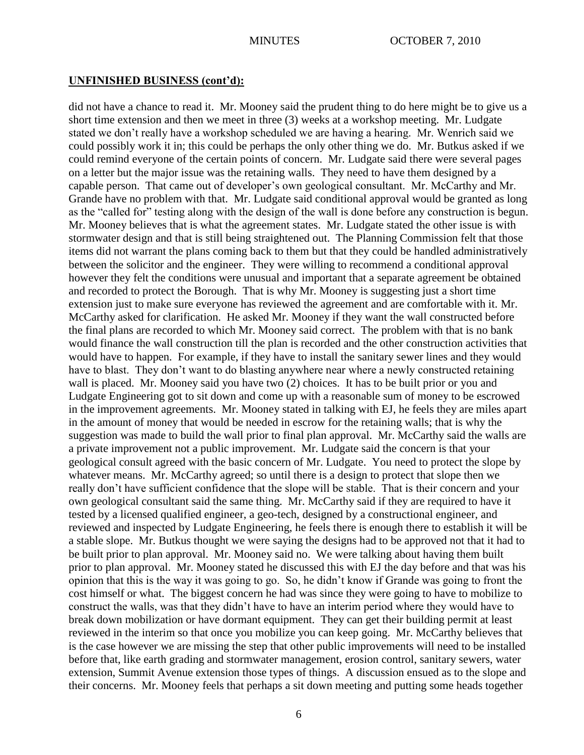## UNFINISHED BUSINESS (cont'd):

did not have a chance to read it. Mr. Mooney said the prudent thing to do here might be to give us a short time extension and then we meet in three (3) weeks at a workshop meeting. Mr. Ludgate stated we don't really have a workshop scheduled we are having a hearing. Mr. Wenrich said we could possibly work it in; this could be perhaps the only other thing we do. Mr. Butkus asked if we could remind everyone of the certain points of concern. Mr. Ludgate said there were several pages on a letter but the major issue was the retaining walls. They need to have them designed by a capable person. That came out of developer's own geological consultant. Mr. McCarthy and Mr. Grande have no problem with that. Mr. Ludgate said conditional approval would be granted as long as the "called for" testing along with the design of the wall is done before any construction is begun. Mr. Mooney believes that is what the agreement states. Mr. Ludgate stated the other issue is with stormwater design and that is still being straightened out. The Planning Commission felt that those items did not warrant the plans coming back to them but that they could be handled administratively between the solicitor and the engineer. They were willing to recommend a conditional approval however they felt the conditions were unusual and important that a separate agreement be obtained and recorded to protect the Borough. That is why Mr. Mooney is suggesting just a short time extension just to make sure everyone has reviewed the agreement and are comfortable with it. Mr. McCarthy asked for clarification. He asked Mr. Mooney if they want the wall constructed before the final plans are recorded to which Mr. Mooney said correct. The problem with that is no bank would finance the wall construction till the plan is recorded and the other construction activities that would have to happen. For example, if they have to install the sanitary sewer lines and they would have to blast. They don't want to do blasting anywhere near where a newly constructed retaining wall is placed. Mr. Mooney said you have two (2) choices. It has to be built prior or you and Ludgate Engineering got to sit down and come up with a reasonable sum of money to be escrowed in the improvement agreements. Mr. Mooney stated in talking with EJ, he feels they are miles apart in the amount of money that would be needed in escrow for the retaining walls; that is why the suggestion was made to build the wall prior to final plan approval. Mr. McCarthy said the walls are a private improvement not a public improvement. Mr. Ludgate said the concern is that your geological consult agreed with the basic concern of Mr. Ludgate. You need to protect the slope by whatever means. Mr. McCarthy agreed; so until there is a design to protect that slope then we really don't have sufficient confidence that the slope will be stable. That is their concern and your own geological consultant said the same thing. Mr. McCarthy said if they are required to have it tested by a licensed qualified engineer, a geo-tech, designed by a constructional engineer, and reviewed and inspected by Ludgate Engineering, he feels there is enough there to establish it will be a stable slope. Mr. Butkus thought we were saying the designs had to be approved not that it had to be built prior to plan approval. Mr. Mooney said no. We were talking about having them built prior to plan approval. Mr. Mooney stated he discussed this with EJ the day before and that was his opinion that this is the way it was going to go. So, he didn't know if Grande was going to front the cost himself or what. The biggest concern he had was since they were going to have to mobilize to construct the walls, was that they didn't have to have an interim period where they would have to break down mobilization or have dormant equipment. They can get their building permit at least reviewed in the interim so that once you mobilize you can keep going. Mr. McCarthy believes that is the case however we are missing the step that other public improvements will need to be installed before that, like earth grading and stormwater management, erosion control, sanitary sewers, water extension, Summit Avenue extension those types of things. A discussion ensued as to the slope and their concerns. Mr. Mooney feels that perhaps a sit down meeting and putting some heads together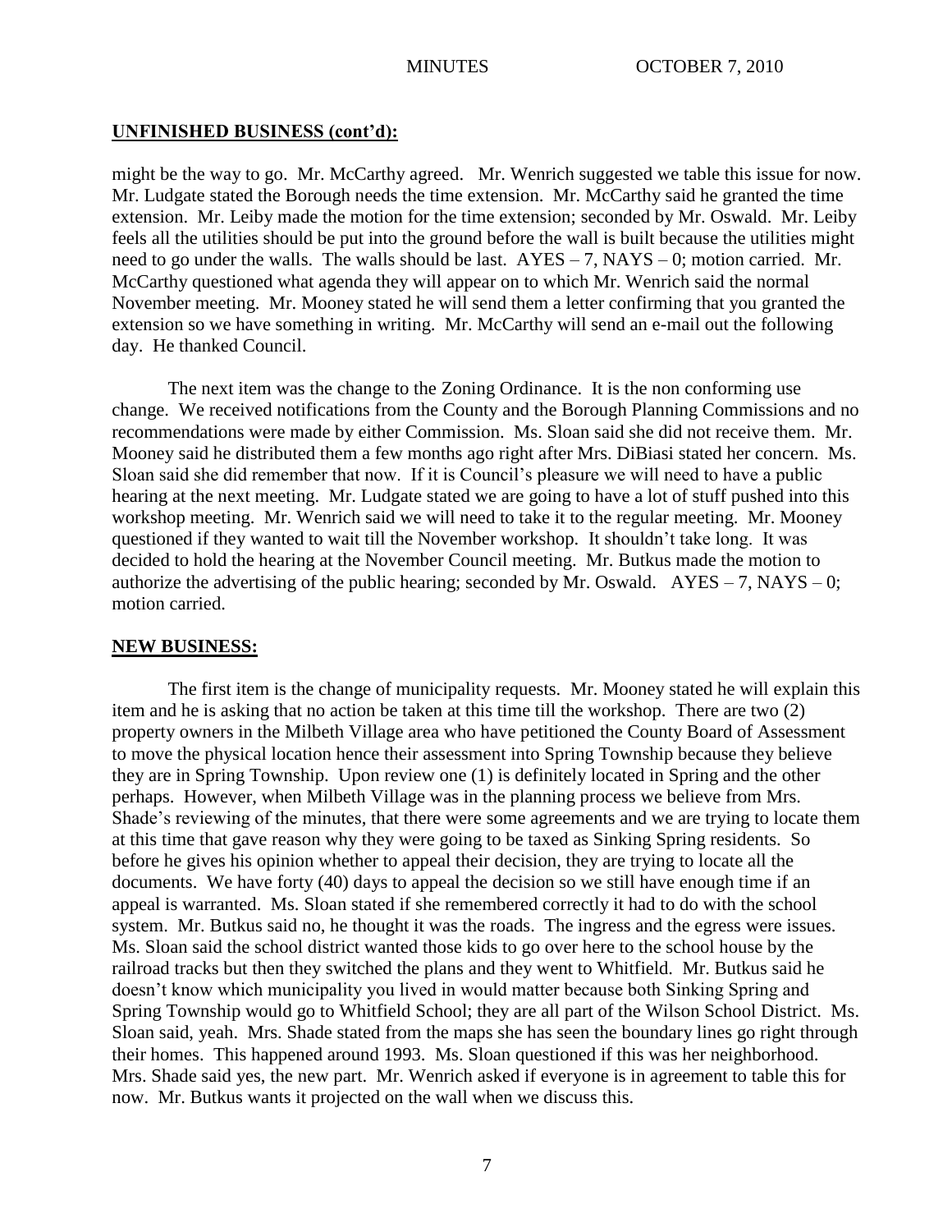## UNFINISHED BUSINESS (cont'd):

might be the way to go. Mr. McCarthy agreed. Mr. Wenrich suggested we table this issue for now. Mr. Ludgate stated the Borough needs the time extension. Mr. McCarthy said he granted the time extension. Mr. Leiby made the motion for the time extension; seconded by Mr. Oswald. Mr. Leiby feels all the utilities should be put into the ground before the wall is built because the utilities might need to go under the walls. The walls should be last. AYES – 7, NAYS – 0; motion carried. Mr. McCarthy questioned what agenda they will appear on to which Mr. Wenrich said the normal November meeting. Mr. Mooney stated he will send them a letter confirming that you granted the extension so we have something in writing. Mr. McCarthy will send an e-mail out the following day. He thanked Council.

The next item was the change to the Zoning Ordinance. It is the non conforming use change. We received notifications from the County and the Borough Planning Commissions and no recommendations were made by either Commission. Ms. Sloan said she did not receive them. Mr. Mooney said he distributed them a few months ago right after Mrs. DiBiasi stated her concern. Ms. Sloan said she did remember that now. If it is Council's pleasure we will need to have a public hearing at the next meeting. Mr. Ludgate stated we are going to have a lot of stuff pushed into this workshop meeting. Mr. Wenrich said we will need to take it to the regular meeting. Mr. Mooney questioned if they wanted to wait till the November workshop. It shouldn't take long. It was decided to hold the hearing at the November Council meeting. Mr. Butkus made the motion to authorize the advertising of the public hearing; seconded by Mr. Oswald. AYES – 7, NAYS – 0; motion carried.

## NEW BUSINESS:

The first item is the change of municipality requests. Mr. Mooney stated he will explain this item and he is asking that no action be taken at this time till the workshop. There are two (2) property owners in the Milbeth Village area who have petitioned the County Board of Assessment to move the physical location hence their assessment into Spring Township because they believe they are in Spring Township. Upon review one (1) is definitely located in Spring and the other perhaps. However, when Milbeth Village was in the planning process we believe from Mrs. Shade's reviewing of the minutes, that there were some agreements and we are trying to locate them at this time that gave reason why they were going to be taxed as Sinking Spring residents. So before he gives his opinion whether to appeal their decision, they are trying to locate all the documents. We have forty (40) days to appeal the decision so we still have enough time if an appeal is warranted. Ms. Sloan stated if she remembered correctly it had to do with the school system. Mr. Butkus said no, he thought it was the roads. The ingress and the egress were issues. Ms. Sloan said the school district wanted those kids to go over here to the school house by the railroad tracks but then they switched the plans and they went to Whitfield. Mr. Butkus said he doesn't know which municipality you lived in would matter because both Sinking Spring and Spring Township would go to Whitfield School; they are all part of the Wilson School District. Ms. Sloan said, yeah. Mrs. Shade stated from the maps she has seen the boundary lines go right through their homes. This happened around 1993. Ms. Sloan questioned if this was her neighborhood. Mrs. Shade said yes, the new part. Mr. Wenrich asked if everyone is in agreement to table this for now. Mr. Butkus wants it projected on the wall when we discuss this.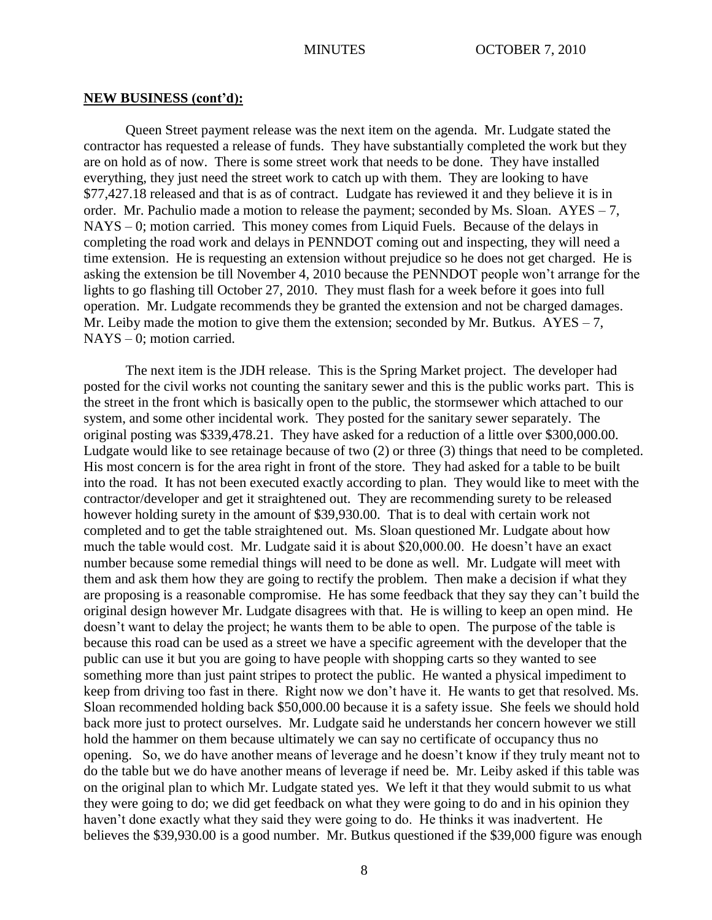**NEW BUSINESS (cont'd):**

Queen Street payment release was the next item on the agenda. Mr. Ludgate stated the contractor has requested a release of funds. They have substantially completed the work but they are on hold as of now. There is some street work that needs to be done. They have installed everything, they just need the street work to catch up with them. They are looking to have $77,427.18 released and that is as of contract. Ludgate has reviewed it and they believe it is in order. Mr. Pachulio made a motion to release the payment; seconded by Ms. Sloan. AYES – 7, NAYS – 0; motion carried. This money comes from Liquid Fuels. Because of the delays in completing the road work and delays in PENNDOT coming out and inspecting, they will need a time extension. He is requesting an extension without prejudice so he does not get charged. He is asking the extension be till November 4, 2010 because the PENNDOT people won't arrange for the lights to go flashing till October 27, 2010. They must flash for a week before it goes into full operation. Mr. Ludgate recommends they be granted the extension and not be charged damages. Mr. Leiby made the motion to give them the extension; seconded by Mr. Butkus. AYES – 7, NAYS – 0; motion carried.

The next item is the JDH release. This is the Spring Market project. The developer had posted for the civil works not counting the sanitary sewer and this is the public works part. This is the street in the front which is basically open to the public, the stormsewer which attached to our system, and some other incidental work. They posted for the sanitary sewer separately. The original posting was $339,478.21. They have asked for a reduction of a little over $300,000.00. Ludgate would like to see retainage because of two (2) or three (3) things that need to be completed. His most concern is for the area right in front of the store. They had asked for a table to be built into the road. It has not been executed exactly according to plan. They would like to meet with the contractor/developer and get it straightened out. They are recommending surety to be released however holding surety in the amount of $39,930.00. That is to deal with certain work not completed and to get the table straightened out. Ms. Sloan questioned Mr. Ludgate about how much the table would cost. Mr. Ludgate said it is about $20,000.00. He doesn't have an exact number because some remedial things will need to be done as well. Mr. Ludgate will meet with them and ask them how they are going to rectify the problem. Then make a decision if what they are proposing is a reasonable compromise. He has some feedback that they say they can't build the original design however Mr. Ludgate disagrees with that. He is willing to keep an open mind. He doesn't want to delay the project; he wants them to be able to open. The purpose of the table is because this road can be used as a street we have a specific agreement with the developer that the public can use it but you are going to have people with shopping carts so they wanted to see something more than just paint stripes to protect the public. He wanted a physical impediment to keep from driving too fast in there. Right now we don't have it. He wants to get that resolved. Ms. Sloan recommended holding back $50,000.00 because it is a safety issue. She feels we should hold back more just to protect ourselves. Mr. Ludgate said he understands her concern however we still hold the hammer on them because ultimately we can say no certificate of occupancy thus no opening. So, we do have another means of leverage and he doesn't know if they truly meant not to do the table but we do have another means of leverage if need be. Mr. Leiby asked if this table was on the original plan to which Mr. Ludgate stated yes. We left it that they would submit to us what they were going to do; we did get feedback on what they were going to do and in his opinion they haven't done exactly what they said they were going to do. He thinks it was inadvertent. He believes the $39,930.00 is a good number. Mr. Butkus questioned if the $39,000 figure was enough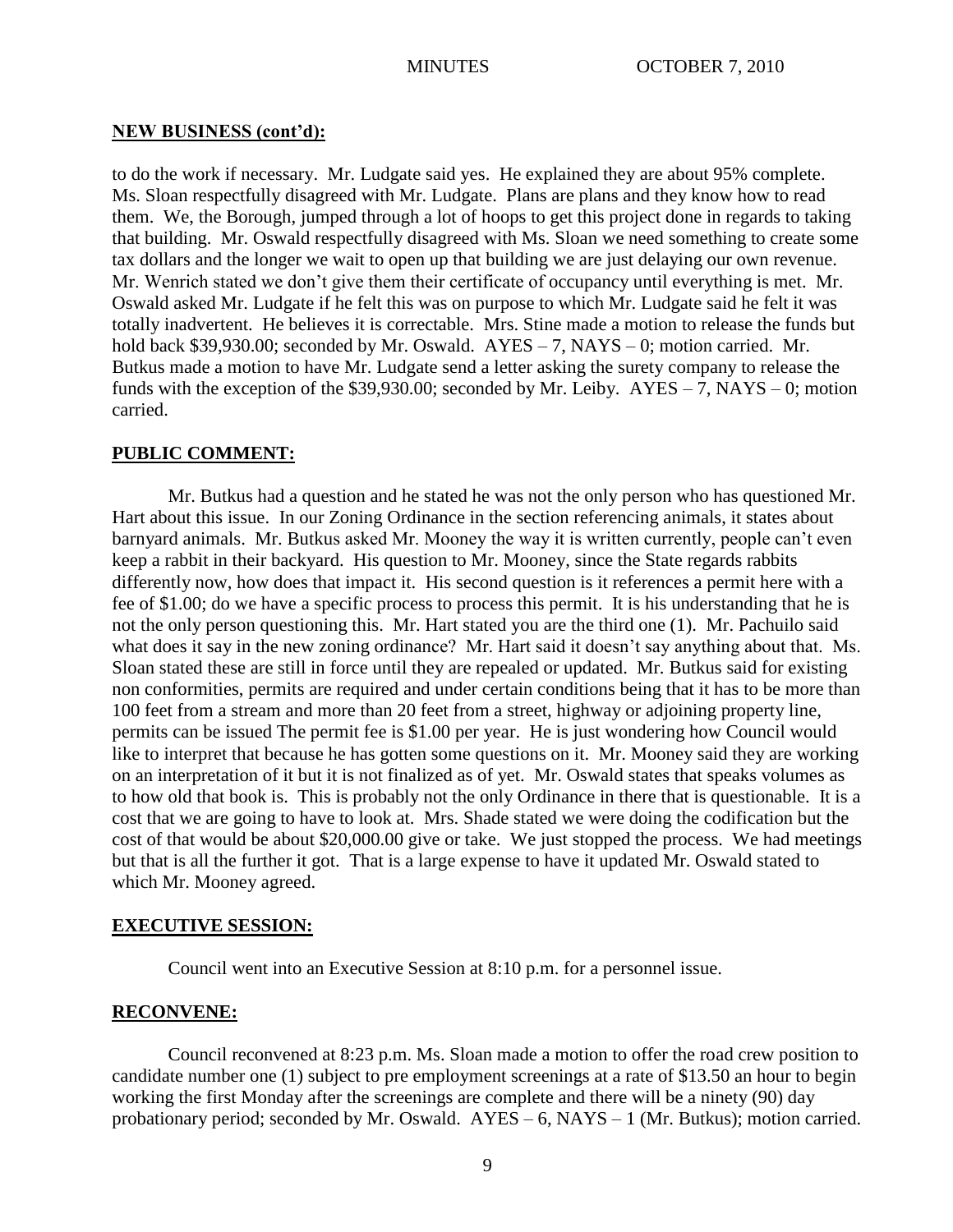**NEW BUSINESS (cont'd):**

to do the work if necessary. Mr. Ludgate said yes. He explained they are about 95% complete. Ms. Sloan respectfully disagreed with Mr. Ludgate. Plans are plans and they know how to read them. We, the Borough, jumped through a lot of hoops to get this project done in regards to taking that building. Mr. Oswald respectfully disagreed with Ms. Sloan we need something to create some tax dollars and the longer we wait to open up that building we are just delaying our own revenue. Mr. Wenrich stated we don't give them their certificate of occupancy until everything is met. Mr. Oswald asked Mr. Ludgate if he felt this was on purpose to which Mr. Ludgate said he felt it was totally inadvertent. He believes it is correctable. Mrs. Stine made a motion to release the funds but hold back $39,930.00; seconded by Mr. Oswald. AYES – 7, NAYS – 0; motion carried. Mr. Butkus made a motion to have Mr. Ludgate send a letter asking the surety company to release the funds with the exception of the $39,930.00; seconded by Mr. Leiby. AYES – 7, NAYS – 0; motion carried.

**PUBLIC COMMENT:**

Mr. Butkus had a question and he stated he was not the only person who has questioned Mr. Hart about this issue. In our Zoning Ordinance in the section referencing animals, it states about barnyard animals. Mr. Butkus asked Mr. Mooney the way it is written currently, people can't even keep a rabbit in their backyard. His question to Mr. Mooney, since the State regards rabbits differently now, how does that impact it. His second question is it references a permit here with a fee of $1.00; do we have a specific process to process this permit. It is his understanding that he is not the only person questioning this. Mr. Hart stated you are the third one (1). Mr. Pachuilo said what does it say in the new zoning ordinance? Mr. Hart said it doesn't say anything about that. Ms. Sloan stated these are still in force until they are repealed or updated. Mr. Butkus said for existing non conformities, permits are required and under certain conditions being that it has to be more than 100 feet from a stream and more than 20 feet from a street, highway or adjoining property line, permits can be issued The permit fee is $1.00 per year. He is just wondering how Council would like to interpret that because he has gotten some questions on it. Mr. Mooney said they are working on an interpretation of it but it is not finalized as of yet. Mr. Oswald states that speaks volumes as to how old that book is. This is probably not the only Ordinance in there that is questionable. It is a cost that we are going to have to look at. Mrs. Shade stated we were doing the codification but the cost of that would be about $20,000.00 give or take. We just stopped the process. We had meetings but that is all the further it got. That is a large expense to have it updated Mr. Oswald stated to which Mr. Mooney agreed.

**EXECUTIVE SESSION:**

Council went into an Executive Session at 8:10 p.m. for a personnel issue.

**RECONVENE:**

Council reconvened at 8:23 p.m. Ms. Sloan made a motion to offer the road crew position to candidate number one (1) subject to pre employment screenings at a rate of $13.50 an hour to begin working the first Monday after the screenings are complete and there will be a ninety (90) day probationary period; seconded by Mr. Oswald. AYES – 6, NAYS – 1 (Mr. Butkus); motion carried.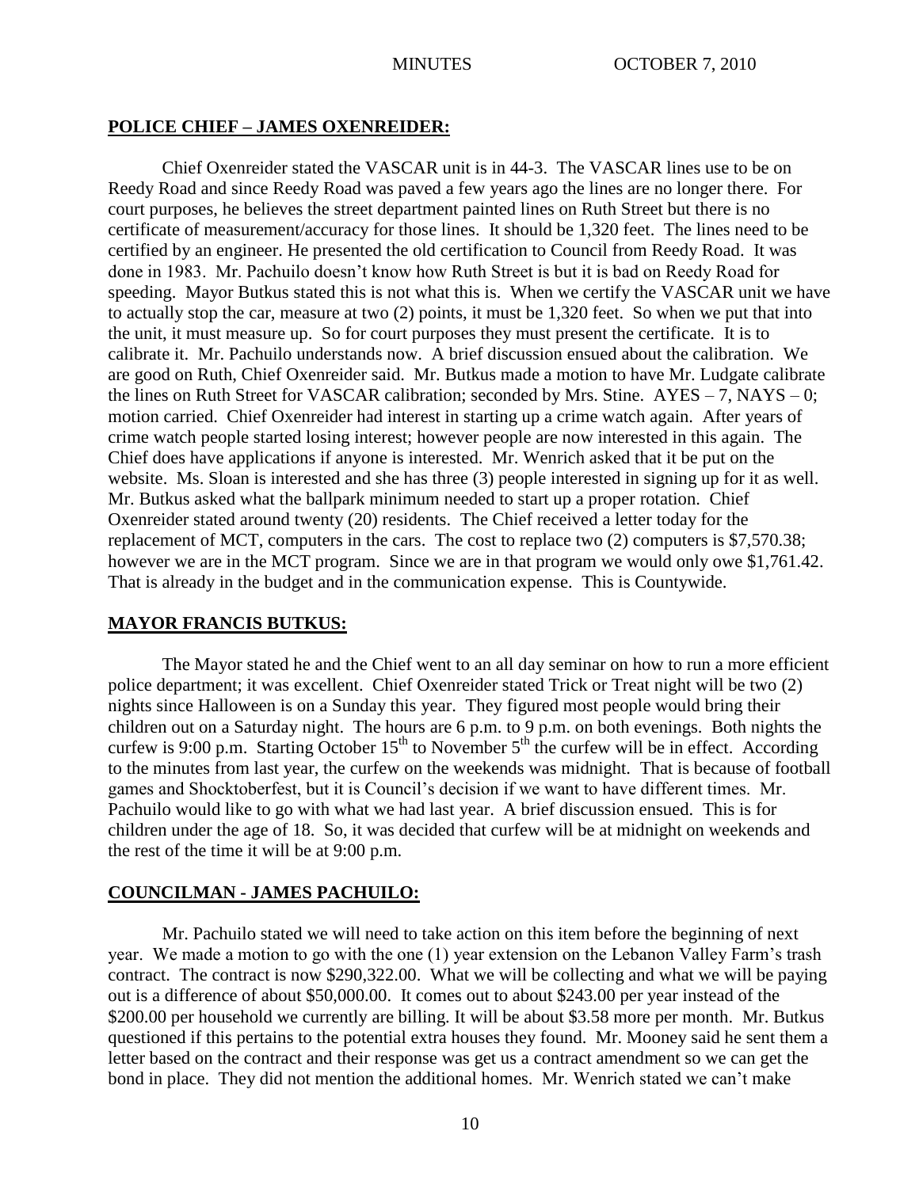**POLICE CHIEF – JAMES OXENREIDER:**

Chief Oxenreider stated the VASCAR unit is in 44-3. The VASCAR lines use to be on Reedy Road and since Reedy Road was paved a few years ago the lines are no longer there. For court purposes, he believes the street department painted lines on Ruth Street but there is no certificate of measurement/accuracy for those lines. It should be 1,320 feet. The lines need to be certified by an engineer. He presented the old certification to Council from Reedy Road. It was done in 1983. Mr. Pachuilo doesn't know how Ruth Street is but it is bad on Reedy Road for speeding. Mayor Butkus stated this is not what this is. When we certify the VASCAR unit we have to actually stop the car, measure at two (2) points, it must be 1,320 feet. So when we put that into the unit, it must measure up. So for court purposes they must present the certificate. It is to calibrate it. Mr. Pachuilo understands now. A brief discussion ensued about the calibration. We are good on Ruth, Chief Oxenreider said. Mr. Butkus made a motion to have Mr. Ludgate calibrate the lines on Ruth Street for VASCAR calibration; seconded by Mrs. Stine. AYES – 7, NAYS – 0; motion carried. Chief Oxenreider had interest in starting up a crime watch again. After years of crime watch people started losing interest; however people are now interested in this again. The Chief does have applications if anyone is interested. Mr. Wenrich asked that it be put on the website. Ms. Sloan is interested and she has three (3) people interested in signing up for it as well. Mr. Butkus asked what the ballpark minimum needed to start up a proper rotation. Chief Oxenreider stated around twenty (20) residents. The Chief received a letter today for the replacement of MCT, computers in the cars. The cost to replace two (2) computers is $7,570.38; however we are in the MCT program. Since we are in that program we would only owe $1,761.42. That is already in the budget and in the communication expense. This is Countywide.

**MAYOR FRANCIS BUTKUS:**

The Mayor stated he and the Chief went to an all day seminar on how to run a more efficient police department; it was excellent. Chief Oxenreider stated Trick or Treat night will be two (2) nights since Halloween is on a Sunday this year. They figured most people would bring their children out on a Saturday night. The hours are 6 p.m. to 9 p.m. on both evenings. Both nights the curfew is 9:00 p.m. Starting October 15th to November 5th the curfew will be in effect. According to the minutes from last year, the curfew on the weekends was midnight. That is because of football games and Shocktoberfest, but it is Council's decision if we want to have different times. Mr. Pachuilo would like to go with what we had last year. A brief discussion ensued. This is for children under the age of 18. So, it was decided that curfew will be at midnight on weekends and the rest of the time it will be at 9:00 p.m.

**COUNCILMAN - JAMES PACHUILO:**

Mr. Pachuilo stated we will need to take action on this item before the beginning of next year. We made a motion to go with the one (1) year extension on the Lebanon Valley Farm's trash contract. The contract is now $290,322.00. What we will be collecting and what we will be paying out is a difference of about $50,000.00. It comes out to about $243.00 per year instead of the $200.00 per household we currently are billing. It will be about $3.58 more per month. Mr. Butkus questioned if this pertains to the potential extra houses they found. Mr. Mooney said he sent them a letter based on the contract and their response was get us a contract amendment so we can get the bond in place. They did not mention the additional homes. Mr. Wenrich stated we can't make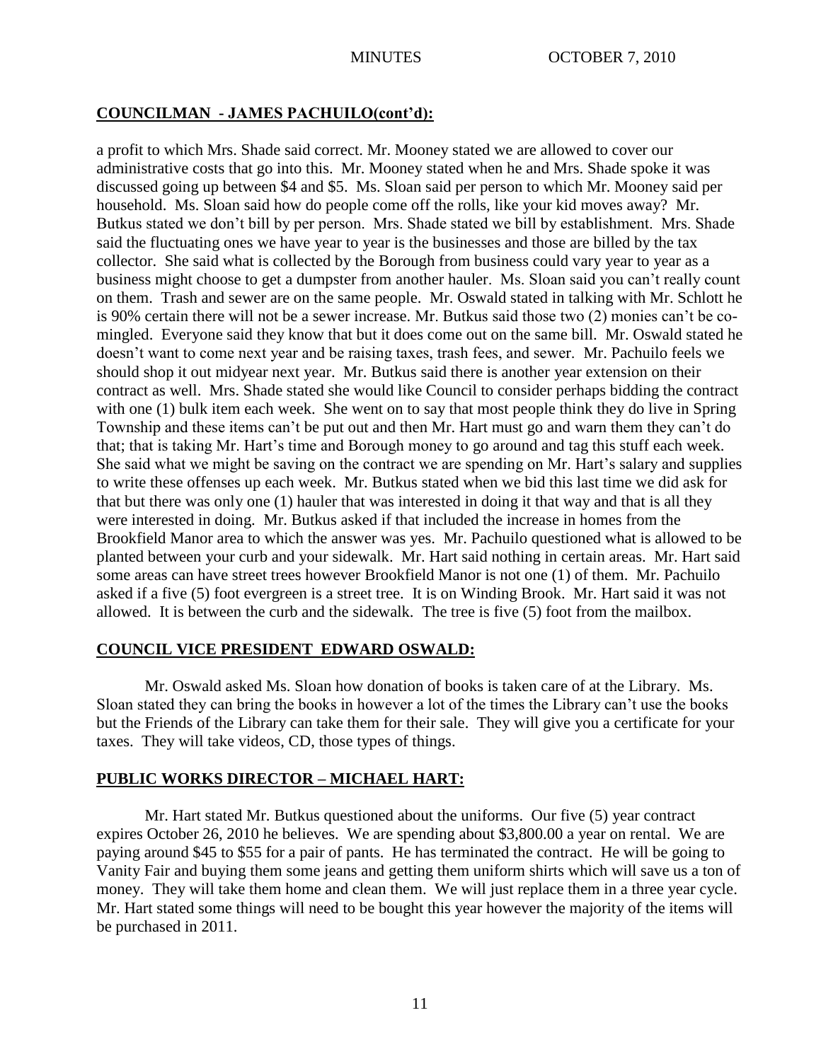## COUNCILMAN - JAMES PACHUILO(cont'd):

a profit to which Mrs. Shade said correct. Mr. Mooney stated we are allowed to cover our administrative costs that go into this. Mr. Mooney stated when he and Mrs. Shade spoke it was discussed going up between $4 and $5. Ms. Sloan said per person to which Mr. Mooney said per household. Ms. Sloan said how do people come off the rolls, like your kid moves away? Mr. Butkus stated we don't bill by per person. Mrs. Shade stated we bill by establishment. Mrs. Shade said the fluctuating ones we have year to year is the businesses and those are billed by the tax collector. She said what is collected by the Borough from business could vary year to year as a business might choose to get a dumpster from another hauler. Ms. Sloan said you can't really count on them. Trash and sewer are on the same people. Mr. Oswald stated in talking with Mr. Schlott he is 90% certain there will not be a sewer increase. Mr. Butkus said those two (2) monies can't be co-mingled. Everyone said they know that but it does come out on the same bill. Mr. Oswald stated he doesn't want to come next year and be raising taxes, trash fees, and sewer. Mr. Pachuilo feels we should shop it out midyear next year. Mr. Butkus said there is another year extension on their contract as well. Mrs. Shade stated she would like Council to consider perhaps bidding the contract with one (1) bulk item each week. She went on to say that most people think they do live in Spring Township and these items can't be put out and then Mr. Hart must go and warn them they can't do that; that is taking Mr. Hart's time and Borough money to go around and tag this stuff each week. She said what we might be saving on the contract we are spending on Mr. Hart's salary and supplies to write these offenses up each week. Mr. Butkus stated when we bid this last time we did ask for that but there was only one (1) hauler that was interested in doing it that way and that is all they were interested in doing. Mr. Butkus asked if that included the increase in homes from the Brookfield Manor area to which the answer was yes. Mr. Pachuilo questioned what is allowed to be planted between your curb and your sidewalk. Mr. Hart said nothing in certain areas. Mr. Hart said some areas can have street trees however Brookfield Manor is not one (1) of them. Mr. Pachuilo asked if a five (5) foot evergreen is a street tree. It is on Winding Brook. Mr. Hart said it was not allowed. It is between the curb and the sidewalk. The tree is five (5) foot from the mailbox.

## COUNCIL VICE PRESIDENT EDWARD OSWALD:

Mr. Oswald asked Ms. Sloan how donation of books is taken care of at the Library. Ms. Sloan stated they can bring the books in however a lot of the times the Library can't use the books but the Friends of the Library can take them for their sale. They will give you a certificate for your taxes. They will take videos, CD, those types of things.

## PUBLIC WORKS DIRECTOR – MICHAEL HART:

Mr. Hart stated Mr. Butkus questioned about the uniforms. Our five (5) year contract expires October 26, 2010 he believes. We are spending about $3,800.00 a year on rental. We are paying around $45 to $55 for a pair of pants. He has terminated the contract. He will be going to Vanity Fair and buying them some jeans and getting them uniform shirts which will save us a ton of money. They will take them home and clean them. We will just replace them in a three year cycle. Mr. Hart stated some things will need to be bought this year however the majority of the items will be purchased in 2011.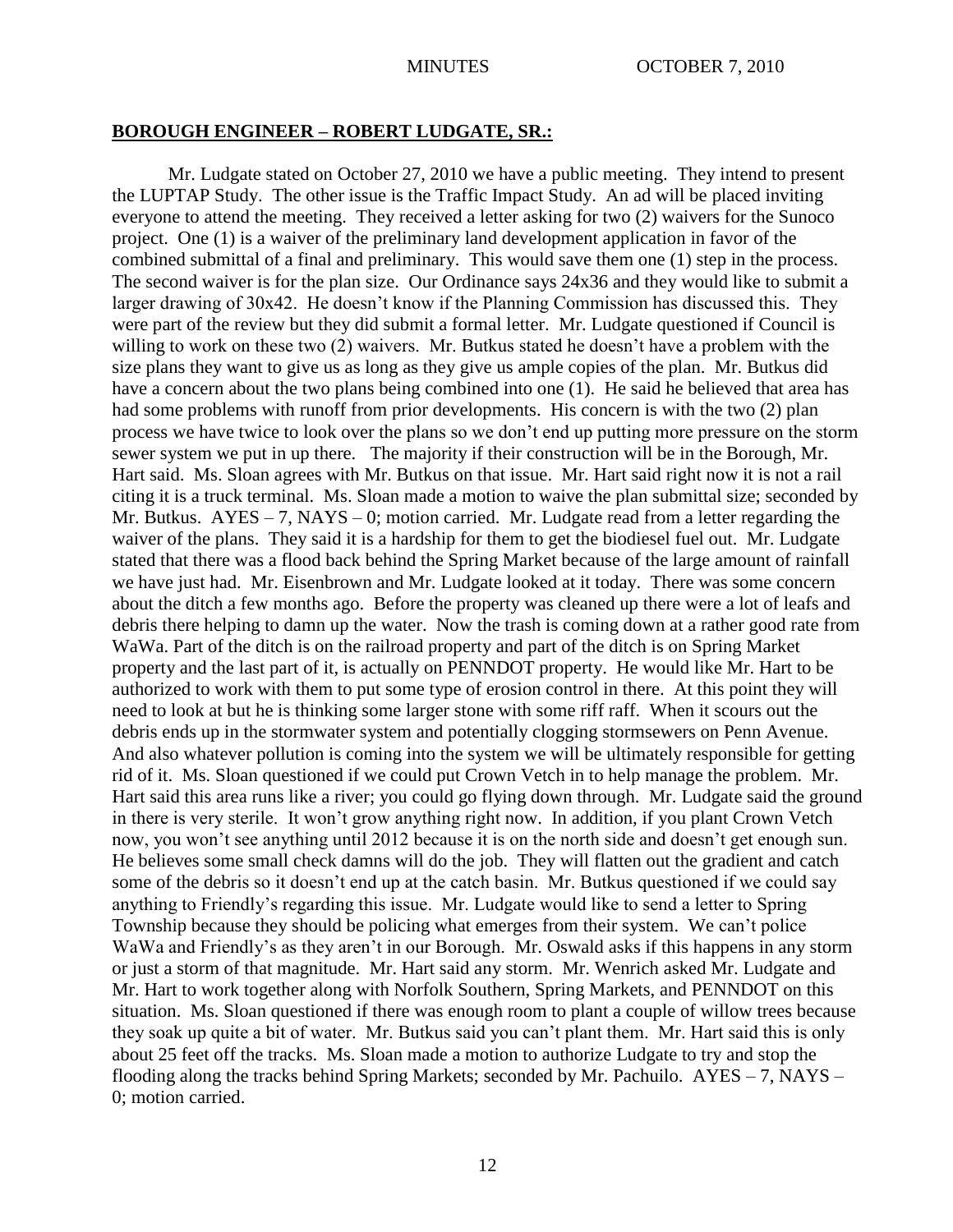## **BOROUGH ENGINEER – ROBERT LUDGATE, SR.:**

Mr. Ludgate stated on October 27, 2010 we have a public meeting. They intend to present the LUPTAP Study. The other issue is the Traffic Impact Study. An ad will be placed inviting everyone to attend the meeting. They received a letter asking for two (2) waivers for the Sunoco project. One (1) is a waiver of the preliminary land development application in favor of the combined submittal of a final and preliminary. This would save them one (1) step in the process. The second waiver is for the plan size. Our Ordinance says 24x36 and they would like to submit a larger drawing of 30x42. He doesn't know if the Planning Commission has discussed this. They were part of the review but they did submit a formal letter. Mr. Ludgate questioned if Council is willing to work on these two (2) waivers. Mr. Butkus stated he doesn't have a problem with the size plans they want to give us as long as they give us ample copies of the plan. Mr. Butkus did have a concern about the two plans being combined into one (1). He said he believed that area has had some problems with runoff from prior developments. His concern is with the two (2) plan process we have twice to look over the plans so we don't end up putting more pressure on the storm sewer system we put in up there. The majority if their construction will be in the Borough, Mr. Hart said. Ms. Sloan agrees with Mr. Butkus on that issue. Mr. Hart said right now it is not a rail citing it is a truck terminal. Ms. Sloan made a motion to waive the plan submittal size; seconded by Mr. Butkus. AYES – 7, NAYS – 0; motion carried. Mr. Ludgate read from a letter regarding the waiver of the plans. They said it is a hardship for them to get the biodiesel fuel out. Mr. Ludgate stated that there was a flood back behind the Spring Market because of the large amount of rainfall we have just had. Mr. Eisenbrown and Mr. Ludgate looked at it today. There was some concern about the ditch a few months ago. Before the property was cleaned up there were a lot of leafs and debris there helping to damn up the water. Now the trash is coming down at a rather good rate from WaWa. Part of the ditch is on the railroad property and part of the ditch is on Spring Market property and the last part of it, is actually on PENNDOT property. He would like Mr. Hart to be authorized to work with them to put some type of erosion control in there. At this point they will need to look at but he is thinking some larger stone with some riff raff. When it scours out the debris ends up in the stormwater system and potentially clogging stormsewers on Penn Avenue. And also whatever pollution is coming into the system we will be ultimately responsible for getting rid of it. Ms. Sloan questioned if we could put Crown Vetch in to help manage the problem. Mr. Hart said this area runs like a river; you could go flying down through. Mr. Ludgate said the ground in there is very sterile. It won't grow anything right now. In addition, if you plant Crown Vetch now, you won't see anything until 2012 because it is on the north side and doesn't get enough sun. He believes some small check damns will do the job. They will flatten out the gradient and catch some of the debris so it doesn't end up at the catch basin. Mr. Butkus questioned if we could say anything to Friendly's regarding this issue. Mr. Ludgate would like to send a letter to Spring Township because they should be policing what emerges from their system. We can't police WaWa and Friendly's as they aren't in our Borough. Mr. Oswald asks if this happens in any storm or just a storm of that magnitude. Mr. Hart said any storm. Mr. Wenrich asked Mr. Ludgate and Mr. Hart to work together along with Norfolk Southern, Spring Markets, and PENNDOT on this situation. Ms. Sloan questioned if there was enough room to plant a couple of willow trees because they soak up quite a bit of water. Mr. Butkus said you can't plant them. Mr. Hart said this is only about 25 feet off the tracks. Ms. Sloan made a motion to authorize Ludgate to try and stop the flooding along the tracks behind Spring Markets; seconded by Mr. Pachuilo. AYES – 7, NAYS – 0; motion carried.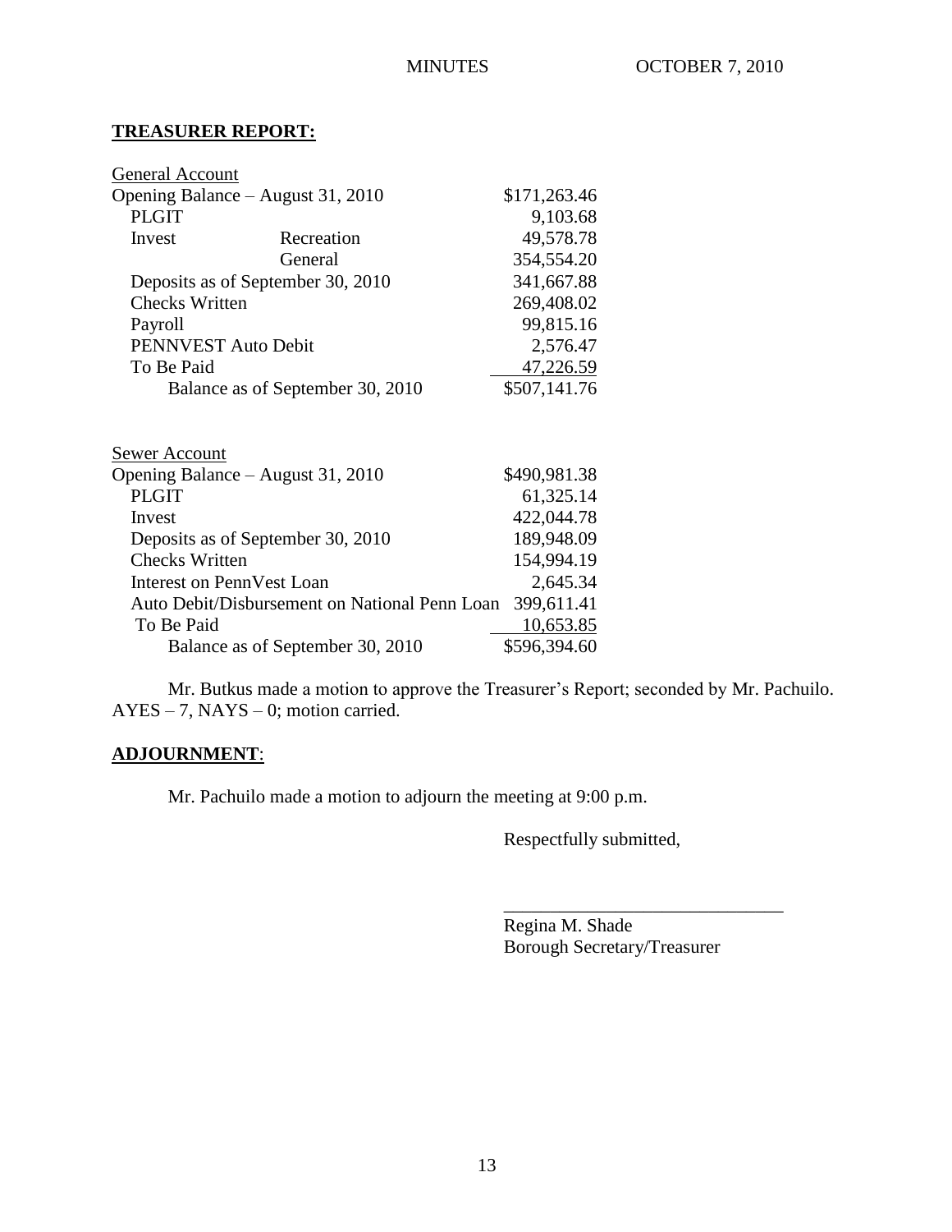## TREASURER REPORT:

| | | |
|---|---|---|
| General Account | | |
| Opening Balance – August 31, 2010 | | $171,263.46 |
| PLGIT | | 9,103.68 |
| Invest | Recreation | 49,578.78 |
| | General | 354,554.20 |
| Deposits as of September 30, 2010 | | 341,667.88 |
| Checks Written | | 269,408.02 |
| Payroll | | 99,815.16 |
| PENNVEST Auto Debit | | 2,576.47 |
| To Be Paid | | 47,226.59 |
| Balance as of September 30, 2010 | | $507,141.76 |

| | |
|---|---|
| Sewer Account | |
| Opening Balance – August 31, 2010 | $490,981.38 |
| PLGIT | 61,325.14 |
| Invest | 422,044.78 |
| Deposits as of September 30, 2010 | 189,948.09 |
| Checks Written | 154,994.19 |
| Interest on PennVest Loan | 2,645.34 |
| Auto Debit/Disbursement on National Penn Loan | 399,611.41 |
| To Be Paid | 10,653.85 |
| Balance as of September 30, 2010 | $596,394.60 |

Mr. Butkus made a motion to approve the Treasurer's Report; seconded by Mr. Pachuilo. AYES – 7, NAYS – 0; motion carried.

## ADJOURNMENT:

Mr. Pachuilo made a motion to adjourn the meeting at 9:00 p.m.

Respectfully submitted,

\_\_\_\_\_\_\_\_\_\_\_\_\_\_\_\_\_\_\_\_\_\_\_\_\_\_\_\_\_\_

Regina M. Shade
Borough Secretary/Treasurer